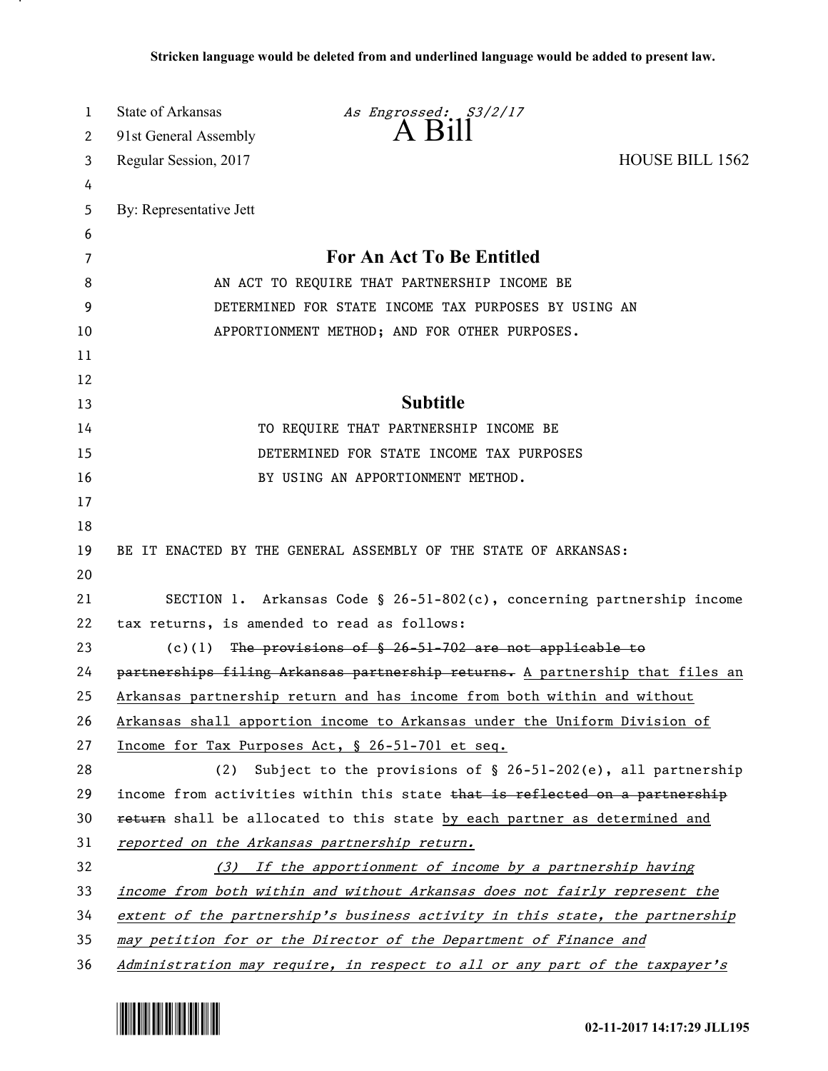Stricken language would be deleted from and underlined language would be added to present law.

State of Arkansas *As Engrossed: S3/2/17*
91st General Assembly **A Bill**
Regular Session, 2017 HOUSE BILL 1562

By: Representative Jett

## For An Act To Be Entitled

AN ACT TO REQUIRE THAT PARTNERSHIP INCOME BE DETERMINED FOR STATE INCOME TAX PURPOSES BY USING AN APPORTIONMENT METHOD; AND FOR OTHER PURPOSES.

## Subtitle

TO REQUIRE THAT PARTNERSHIP INCOME BE DETERMINED FOR STATE INCOME TAX PURPOSES BY USING AN APPORTIONMENT METHOD.

BE IT ENACTED BY THE GENERAL ASSEMBLY OF THE STATE OF ARKANSAS:

SECTION 1. Arkansas Code § 26-51-802(c), concerning partnership income tax returns, is amended to read as follows:

(c)(1) ~~The provisions of § 26-51-702 are not applicable to partnerships filing Arkansas partnership returns.~~ <u>A partnership that files an Arkansas partnership return and has income from both within and without Arkansas shall apportion income to Arkansas under the Uniform Division of Income for Tax Purposes Act, § 26-51-701 et seq.</u>

(2) Subject to the provisions of § 26-51-202(e), all partnership income from activities within this state ~~that is reflected on a partnership return~~ shall be allocated to this state <u>by each partner as determined and</u> <u>*reported on the Arkansas partnership return.*</u>

<u>*(3) If the apportionment of income by a partnership having income from both within and without Arkansas does not fairly represent the extent of the partnership's business activity in this state, the partnership may petition for or the Director of the Department of Finance and Administration may require, in respect to all or any part of the taxpayer's*</u>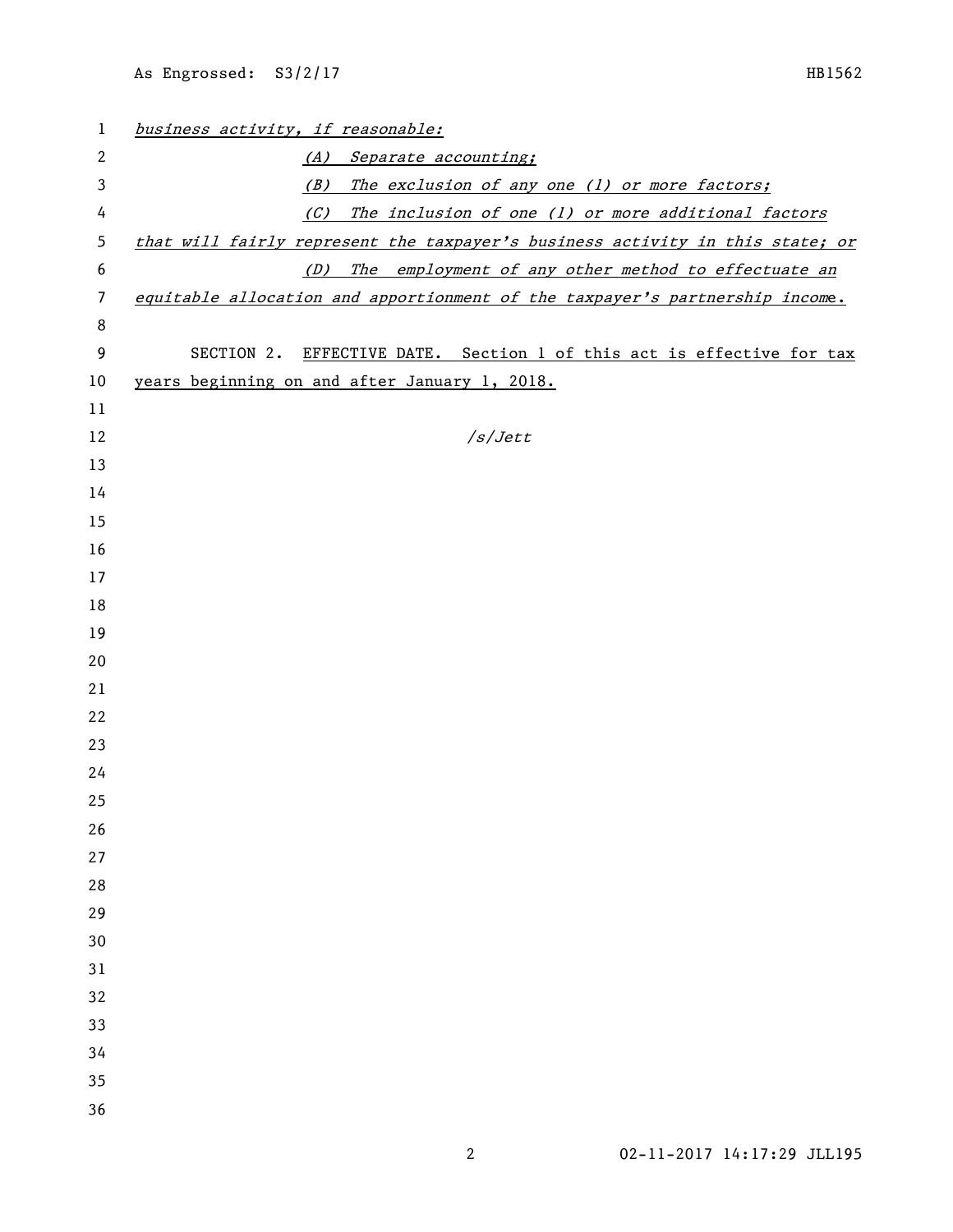*business activity, if reasonable:*

*(A) Separate accounting;*

*(B) The exclusion of any one (1) or more factors;*

*(C) The inclusion of one (1) or more additional factors that will fairly represent the taxpayer's business activity in this state; or*

*(D) The employment of any other method to effectuate an equitable allocation and apportionment of the taxpayer's partnership income.*

SECTION 2. EFFECTIVE DATE. Section 1 of this act is effective for tax years beginning on and after January 1, 2018.

*/s/Jett*